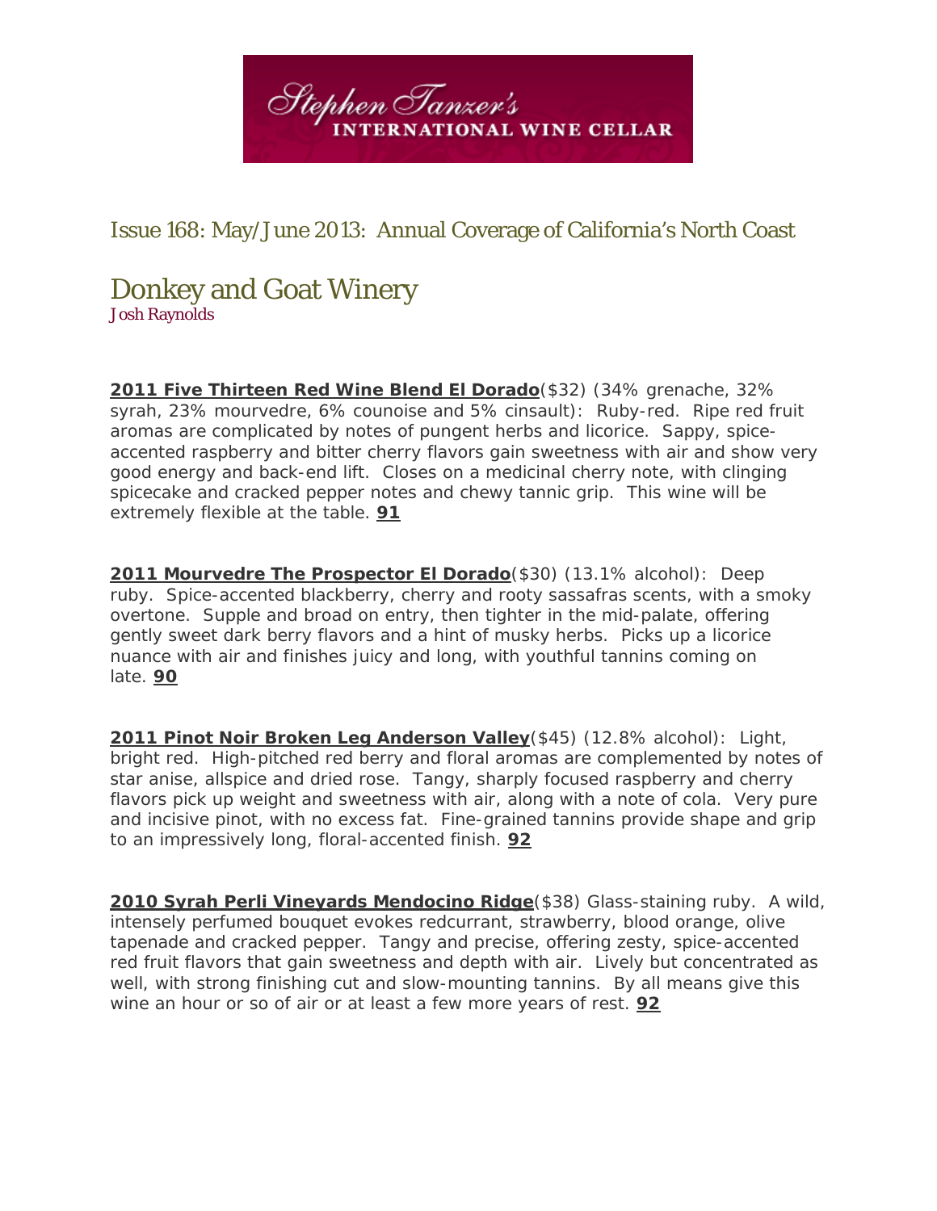Stephen Tanzer's INTERNATIONAL WINE CELLAR

## Issue 168: May/June 2013: Annual Coverage of California's North Coast

# Donkey and Goat Winery

Josh Raynolds

**2011 Five Thirteen Red Wine Blend El Dorado**($32) (34% grenache, 32% syrah, 23% mourvedre, 6% counoise and 5% cinsault): Ruby-red. Ripe red fruit aromas are complicated by notes of pungent herbs and licorice. Sappy, spice-accented raspberry and bitter cherry flavors gain sweetness with air and show very good energy and back-end lift. Closes on a medicinal cherry note, with clinging spicecake and cracked pepper notes and chewy tannic grip. This wine will be extremely flexible at the table. **91**

**2011 Mourvedre The Prospector El Dorado**($30) (13.1% alcohol): Deep ruby. Spice-accented blackberry, cherry and rooty sassafras scents, with a smoky overtone. Supple and broad on entry, then tighter in the mid-palate, offering gently sweet dark berry flavors and a hint of musky herbs. Picks up a licorice nuance with air and finishes juicy and long, with youthful tannins coming on late. **90**

**2011 Pinot Noir Broken Leg Anderson Valley**($45) (12.8% alcohol): Light, bright red. High-pitched red berry and floral aromas are complemented by notes of star anise, allspice and dried rose. Tangy, sharply focused raspberry and cherry flavors pick up weight and sweetness with air, along with a note of cola. Very pure and incisive pinot, with no excess fat. Fine-grained tannins provide shape and grip to an impressively long, floral-accented finish. **92**

**2010 Syrah Perli Vineyards Mendocino Ridge**($38) Glass-staining ruby. A wild, intensely perfumed bouquet evokes redcurrant, strawberry, blood orange, olive tapenade and cracked pepper. Tangy and precise, offering zesty, spice-accented red fruit flavors that gain sweetness and depth with air. Lively but concentrated as well, with strong finishing cut and slow-mounting tannins. By all means give this wine an hour or so of air or at least a few more years of rest. **92**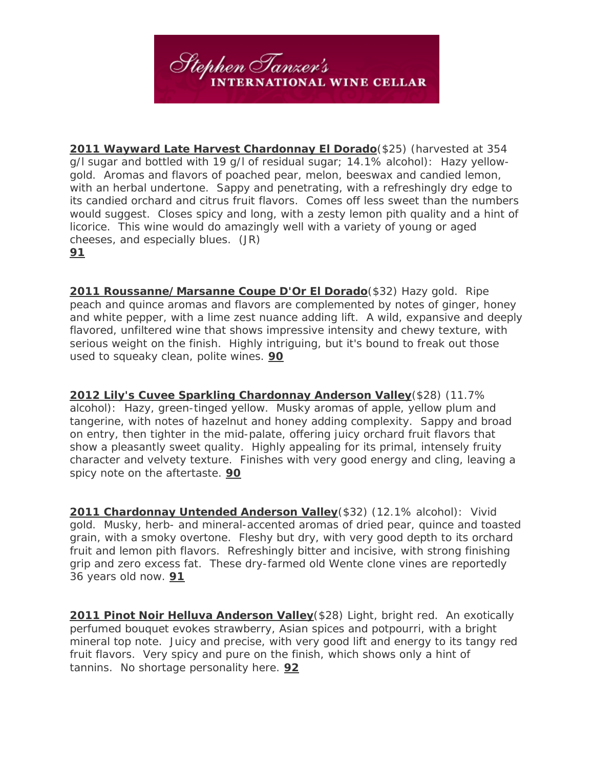Stephen Tanzer's INTERNATIONAL WINE CELLAR

**2011 Wayward Late Harvest Chardonnay El Dorado**($25) (harvested at 354 g/l sugar and bottled with 19 g/l of residual sugar; 14.1% alcohol): Hazy yellow-gold. Aromas and flavors of poached pear, melon, beeswax and candied lemon, with an herbal undertone. Sappy and penetrating, with a refreshingly dry edge to its candied orchard and citrus fruit flavors. Comes off less sweet than the numbers would suggest. Closes spicy and long, with a zesty lemon pith quality and a hint of licorice. This wine would do amazingly well with a variety of young or aged cheeses, and especially blues. (JR)
**91**

**2011 Roussanne/Marsanne Coupe D'Or El Dorado**($32) Hazy gold. Ripe peach and quince aromas and flavors are complemented by notes of ginger, honey and white pepper, with a lime zest nuance adding lift. A wild, expansive and deeply flavored, unfiltered wine that shows impressive intensity and chewy texture, with serious weight on the finish. Highly intriguing, but it's bound to freak out those used to squeaky clean, polite wines. **90**

**2012 Lily's Cuvee Sparkling Chardonnay Anderson Valley**($28) (11.7% alcohol): Hazy, green-tinged yellow. Musky aromas of apple, yellow plum and tangerine, with notes of hazelnut and honey adding complexity. Sappy and broad on entry, then tighter in the mid-palate, offering juicy orchard fruit flavors that show a pleasantly sweet quality. Highly appealing for its primal, intensely fruity character and velvety texture. Finishes with very good energy and cling, leaving a spicy note on the aftertaste. **90**

**2011 Chardonnay Untended Anderson Valley**($32) (12.1% alcohol): Vivid gold. Musky, herb- and mineral-accented aromas of dried pear, quince and toasted grain, with a smoky overtone. Fleshy but dry, with very good depth to its orchard fruit and lemon pith flavors. Refreshingly bitter and incisive, with strong finishing grip and zero excess fat. These dry-farmed old Wente clone vines are reportedly 36 years old now. **91**

**2011 Pinot Noir Helluva Anderson Valley**($28) Light, bright red. An exotically perfumed bouquet evokes strawberry, Asian spices and potpourri, with a bright mineral top note. Juicy and precise, with very good lift and energy to its tangy red fruit flavors. Very spicy and pure on the finish, which shows only a hint of tannins. No shortage personality here. **92**